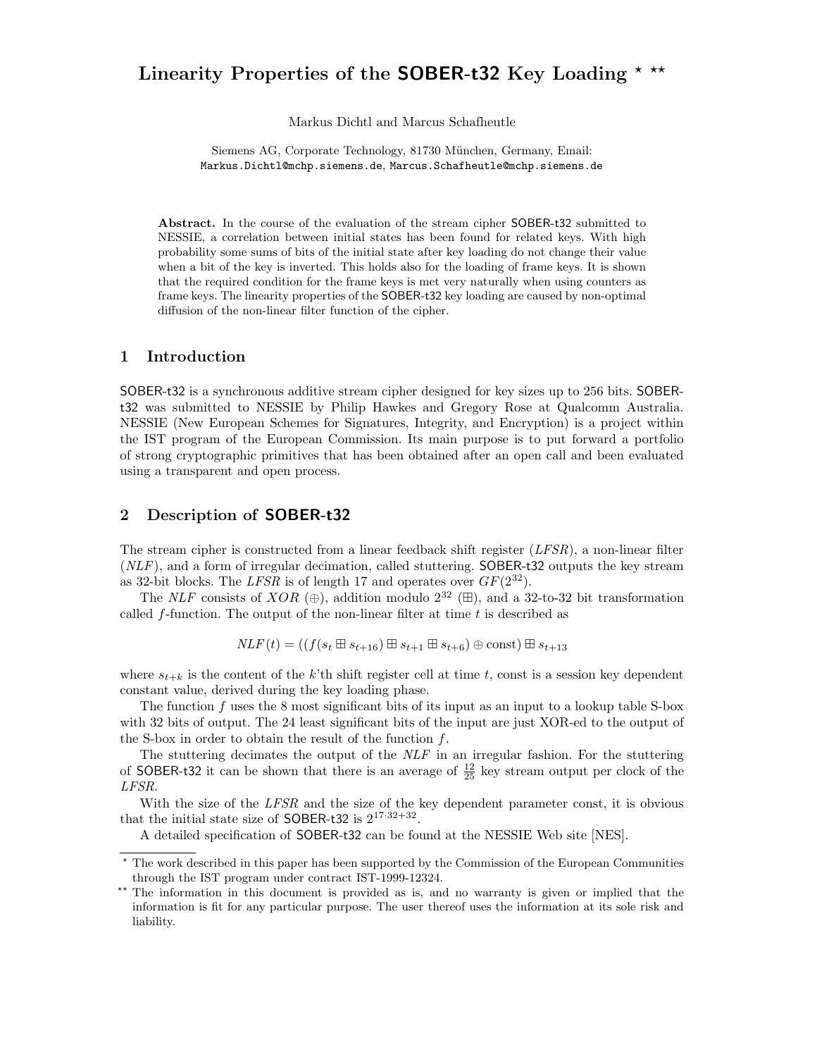# Linearity Properties of the SOBER-t32 Key Loading * **

Markus Dichtl and Marcus Schafheutle

Siemens AG, Corporate Technology, 81730 München, Germany, Email:
Markus.Dichtl@mchp.siemens.de, Marcus.Schafheutle@mchp.siemens.de

**Abstract.** In the course of the evaluation of the stream cipher SOBER-t32 submitted to NESSIE, a correlation between initial states has been found for related keys. With high probability some sums of bits of the initial state after key loading do not change their value when a bit of the key is inverted. This holds also for the loading of frame keys. It is shown that the required condition for the frame keys is met very naturally when using counters as frame keys. The linearity properties of the SOBER-t32 key loading are caused by non-optimal diffusion of the non-linear filter function of the cipher.

## 1 Introduction

SOBER-t32 is a synchronous additive stream cipher designed for key sizes up to 256 bits. SOBER-t32 was submitted to NESSIE by Philip Hawkes and Gregory Rose at Qualcomm Australia. NESSIE (New European Schemes for Signatures, Integrity, and Encryption) is a project within the IST program of the European Commission. Its main purpose is to put forward a portfolio of strong cryptographic primitives that has been obtained after an open call and been evaluated using a transparent and open process.

## 2 Description of SOBER-t32

The stream cipher is constructed from a linear feedback shift register (*LFSR*), a non-linear filter (*NLF*), and a form of irregular decimation, called stuttering. SOBER-t32 outputs the key stream as 32-bit blocks. The *LFSR* is of length 17 and operates over $GF(2^{32})$.

The *NLF* consists of *XOR* ($\oplus$), addition modulo $2^{32}$ ($\boxplus$), and a 32-to-32 bit transformation called $f$-function. The output of the non-linear filter at time $t$ is described as

$$NLF(t) = ((f(s_t \boxplus s_{t+16}) \boxplus s_{t+1} \boxplus s_{t+6}) \oplus \text{const}) \boxplus s_{t+13}$$

where $s_{t+k}$ is the content of the $k$'th shift register cell at time $t$, const is a session key dependent constant value, derived during the key loading phase.

The function $f$ uses the 8 most significant bits of its input as an input to a lookup table S-box with 32 bits of output. The 24 least significant bits of the input are just XOR-ed to the output of the S-box in order to obtain the result of the function $f$.

The stuttering decimates the output of the *NLF* in an irregular fashion. For the stuttering of SOBER-t32 it can be shown that there is an average of $\frac{12}{25}$ key stream output per clock of the *LFSR*.

With the size of the *LFSR* and the size of the key dependent parameter const, it is obvious that the initial state size of SOBER-t32 is $2^{17 \cdot 32 + 32}$.

A detailed specification of SOBER-t32 can be found at the NESSIE Web site [NES].

---

* The work described in this paper has been supported by the Commission of the European Communities through the IST program under contract IST-1999-12324.

** The information in this document is provided as is, and no warranty is given or implied that the information is fit for any particular purpose. The user thereof uses the information at its sole risk and liability.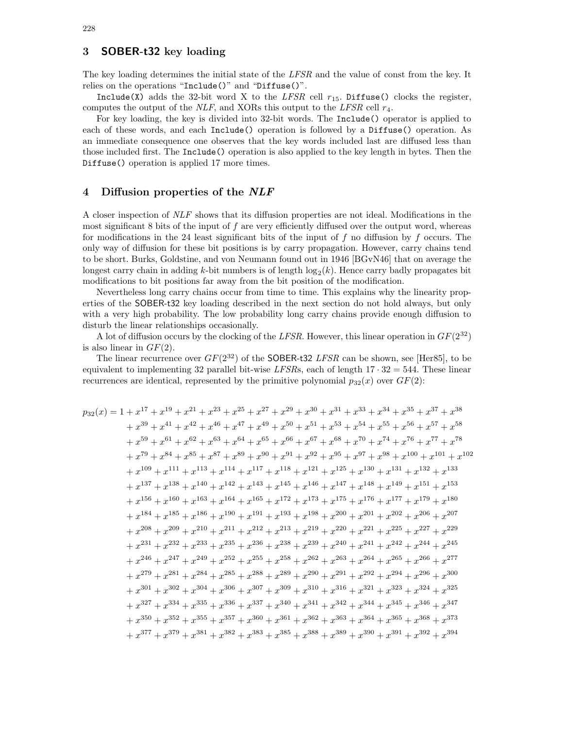## 3 SOBER-t32 key loading

The key loading determines the initial state of the *LFSR* and the value of const from the key. It relies on the operations "`Include()`" and "`Diffuse()`".

`Include(X)` adds the 32-bit word X to the *LFSR* cell $r_{15}$. `Diffuse()` clocks the register, computes the output of the *NLF*, and XORs this output to the *LFSR* cell $r_4$.

For key loading, the key is divided into 32-bit words. The `Include()` operator is applied to each of these words, and each `Include()` operation is followed by a `Diffuse()` operation. As an immediate consequence one observes that the key words included last are diffused less than those included first. The `Include()` operation is also applied to the key length in bytes. Then the `Diffuse()` operation is applied 17 more times.

## 4 Diffusion properties of the *NLF*

A closer inspection of *NLF* shows that its diffusion properties are not ideal. Modifications in the most significant 8 bits of the input of $f$ are very efficiently diffused over the output word, whereas for modifications in the 24 least significant bits of the input of $f$ no diffusion by $f$ occurs. The only way of diffusion for these bit positions is by carry propagation. However, carry chains tend to be short. Burks, Goldstine, and von Neumann found out in 1946 [BGvN46] that on average the longest carry chain in adding $k$-bit numbers is of length $\log_2(k)$. Hence carry badly propagates bit modifications to bit positions far away from the bit position of the modification.

Nevertheless long carry chains occur from time to time. This explains why the linearity properties of the SOBER-t32 key loading described in the next section do not hold always, but only with a very high probability. The low probability long carry chains provide enough diffusion to disturb the linear relationships occasionally.

A lot of diffusion occurs by the clocking of the *LFSR*. However, this linear operation in $GF(2^{32})$ is also linear in $GF(2)$.

The linear recurrence over $GF(2^{32})$ of the SOBER-t32 *LFSR* can be shown, see [Her85], to be equivalent to implementing 32 parallel bit-wise *LFSR*s, each of length $17 \cdot 32 = 544$. These linear recurrences are identical, represented by the primitive polynomial $p_{32}(x)$ over $GF(2)$:

$$
\begin{aligned}
p_{32}(x) = 1 &+ x^{17} + x^{19} + x^{21} + x^{23} + x^{25} + x^{27} + x^{29} + x^{30} + x^{31} + x^{33} + x^{34} + x^{35} + x^{37} + x^{38} \\
&+ x^{39} + x^{41} + x^{42} + x^{46} + x^{47} + x^{49} + x^{50} + x^{51} + x^{53} + x^{54} + x^{55} + x^{56} + x^{57} + x^{58} \\
&+ x^{59} + x^{61} + x^{62} + x^{63} + x^{64} + x^{65} + x^{66} + x^{67} + x^{68} + x^{70} + x^{74} + x^{76} + x^{77} + x^{78} \\
&+ x^{79} + x^{84} + x^{85} + x^{87} + x^{89} + x^{90} + x^{91} + x^{92} + x^{95} + x^{97} + x^{98} + x^{100} + x^{101} + x^{102} \\
&+ x^{109} + x^{111} + x^{113} + x^{114} + x^{117} + x^{118} + x^{121} + x^{125} + x^{130} + x^{131} + x^{132} + x^{133} \\
&+ x^{137} + x^{138} + x^{140} + x^{142} + x^{143} + x^{145} + x^{146} + x^{147} + x^{148} + x^{149} + x^{151} + x^{153} \\
&+ x^{156} + x^{160} + x^{163} + x^{164} + x^{165} + x^{172} + x^{173} + x^{175} + x^{176} + x^{177} + x^{179} + x^{180} \\
&+ x^{184} + x^{185} + x^{186} + x^{190} + x^{191} + x^{193} + x^{198} + x^{200} + x^{201} + x^{202} + x^{206} + x^{207} \\
&+ x^{208} + x^{209} + x^{210} + x^{211} + x^{212} + x^{213} + x^{219} + x^{220} + x^{221} + x^{225} + x^{227} + x^{229} \\
&+ x^{231} + x^{232} + x^{233} + x^{235} + x^{236} + x^{238} + x^{239} + x^{240} + x^{241} + x^{242} + x^{244} + x^{245} \\
&+ x^{246} + x^{247} + x^{249} + x^{252} + x^{255} + x^{258} + x^{262} + x^{263} + x^{264} + x^{265} + x^{266} + x^{277} \\
&+ x^{279} + x^{281} + x^{284} + x^{285} + x^{288} + x^{289} + x^{290} + x^{291} + x^{292} + x^{294} + x^{296} + x^{300} \\
&+ x^{301} + x^{302} + x^{304} + x^{306} + x^{307} + x^{309} + x^{310} + x^{316} + x^{321} + x^{323} + x^{324} + x^{325} \\
&+ x^{327} + x^{334} + x^{335} + x^{336} + x^{337} + x^{340} + x^{341} + x^{342} + x^{344} + x^{345} + x^{346} + x^{347} \\
&+ x^{350} + x^{352} + x^{355} + x^{357} + x^{360} + x^{361} + x^{362} + x^{363} + x^{364} + x^{365} + x^{368} + x^{373} \\
&+ x^{377} + x^{379} + x^{381} + x^{382} + x^{383} + x^{385} + x^{388} + x^{389} + x^{390} + x^{391} + x^{392} + x^{394}
\end{aligned}
$$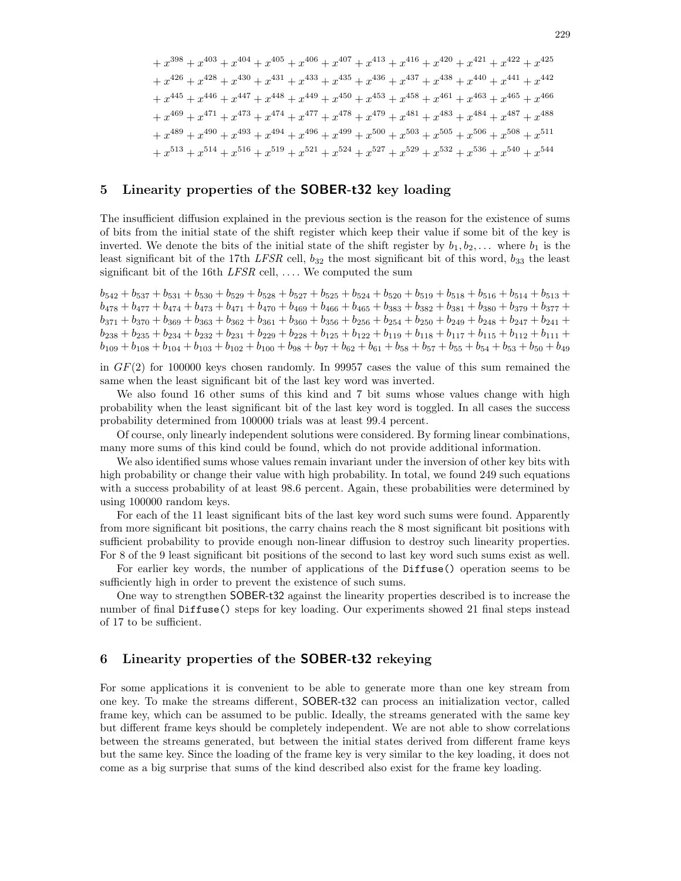$$+ x^{398} + x^{403} + x^{404} + x^{405} + x^{406} + x^{407} + x^{413} + x^{416} + x^{420} + x^{421} + x^{422} + x^{425}$$
$$+ x^{426} + x^{428} + x^{430} + x^{431} + x^{433} + x^{435} + x^{436} + x^{437} + x^{438} + x^{440} + x^{441} + x^{442}$$
$$+ x^{445} + x^{446} + x^{447} + x^{448} + x^{449} + x^{450} + x^{453} + x^{458} + x^{461} + x^{463} + x^{465} + x^{466}$$
$$+ x^{469} + x^{471} + x^{473} + x^{474} + x^{477} + x^{478} + x^{479} + x^{481} + x^{483} + x^{484} + x^{487} + x^{488}$$
$$+ x^{489} + x^{490} + x^{493} + x^{494} + x^{496} + x^{499} + x^{500} + x^{503} + x^{505} + x^{506} + x^{508} + x^{511}$$
$$+ x^{513} + x^{514} + x^{516} + x^{519} + x^{521} + x^{524} + x^{527} + x^{529} + x^{532} + x^{536} + x^{540} + x^{544}$$

## 5 Linearity properties of the **SOBER-t32** key loading

The insufficient diffusion explained in the previous section is the reason for the existence of sums of bits from the initial state of the shift register which keep their value if some bit of the key is inverted. We denote the bits of the initial state of the shift register by $b_1, b_2, \ldots$ where $b_1$ is the least significant bit of the 17th *LFSR* cell, $b_{32}$ the most significant bit of this word, $b_{33}$ the least significant bit of the 16th *LFSR* cell, .... We computed the sum

$$b_{542} + b_{537} + b_{531} + b_{530} + b_{529} + b_{528} + b_{527} + b_{525} + b_{524} + b_{520} + b_{519} + b_{518} + b_{516} + b_{514} + b_{513} + b_{478} + b_{477} + b_{474} + b_{473} + b_{471} + b_{470} + b_{469} + b_{466} + b_{465} + b_{383} + b_{382} + b_{381} + b_{380} + b_{379} + b_{377} + b_{371} + b_{370} + b_{369} + b_{363} + b_{362} + b_{361} + b_{360} + b_{356} + b_{256} + b_{254} + b_{250} + b_{249} + b_{248} + b_{247} + b_{241} + b_{238} + b_{235} + b_{234} + b_{232} + b_{231} + b_{229} + b_{228} + b_{125} + b_{122} + b_{119} + b_{118} + b_{117} + b_{115} + b_{112} + b_{111} + b_{109} + b_{108} + b_{104} + b_{103} + b_{102} + b_{100} + b_{98} + b_{97} + b_{62} + b_{61} + b_{58} + b_{57} + b_{55} + b_{54} + b_{53} + b_{50} + b_{49}$$

in $GF(2)$ for 100000 keys chosen randomly. In 99957 cases the value of this sum remained the same when the least significant bit of the last key word was inverted.

We also found 16 other sums of this kind and 7 bit sums whose values change with high probability when the least significant bit of the last key word is toggled. In all cases the success probability determined from 100000 trials was at least 99.4 percent.

Of course, only linearly independent solutions were considered. By forming linear combinations, many more sums of this kind could be found, which do not provide additional information.

We also identified sums whose values remain invariant under the inversion of other key bits with high probability or change their value with high probability. In total, we found 249 such equations with a success probability of at least 98.6 percent. Again, these probabilities were determined by using 100000 random keys.

For each of the 11 least significant bits of the last key word such sums were found. Apparently from more significant bit positions, the carry chains reach the 8 most significant bit positions with sufficient probability to provide enough non-linear diffusion to destroy such linearity properties. For 8 of the 9 least significant bit positions of the second to last key word such sums exist as well.

For earlier key words, the number of applications of the `Diffuse()` operation seems to be sufficiently high in order to prevent the existence of such sums.

One way to strengthen SOBER-t32 against the linearity properties described is to increase the number of final `Diffuse()` steps for key loading. Our experiments showed 21 final steps instead of 17 to be sufficient.

## 6 Linearity properties of the **SOBER-t32** rekeying

For some applications it is convenient to be able to generate more than one key stream from one key. To make the streams different, SOBER-t32 can process an initialization vector, called frame key, which can be assumed to be public. Ideally, the streams generated with the same key but different frame keys should be completely independent. We are not able to show correlations between the streams generated, but between the initial states derived from different frame keys but the same key. Since the loading of the frame key is very similar to the key loading, it does not come as a big surprise that sums of the kind described also exist for the frame key loading.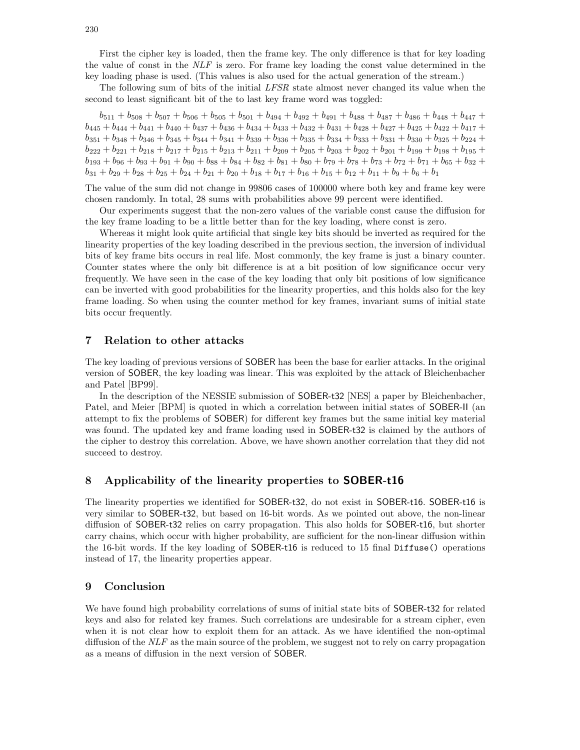First the cipher key is loaded, then the frame key. The only difference is that for key loading the value of const in the *NLF* is zero. For frame key loading the const value determined in the key loading phase is used. (This values is also used for the actual generation of the stream.)

The following sum of bits of the initial *LFSR* state almost never changed its value when the second to least significant bit of the to last key frame word was toggled:

$$b_{511} + b_{508} + b_{507} + b_{506} + b_{505} + b_{501} + b_{494} + b_{492} + b_{491} + b_{488} + b_{487} + b_{486} + b_{448} + b_{447} + b_{445} + b_{444} + b_{441} + b_{440} + b_{437} + b_{436} + b_{434} + b_{433} + b_{432} + b_{431} + b_{428} + b_{427} + b_{425} + b_{422} + b_{417} + b_{351} + b_{348} + b_{346} + b_{345} + b_{344} + b_{341} + b_{339} + b_{336} + b_{335} + b_{334} + b_{333} + b_{331} + b_{330} + b_{325} + b_{224} + b_{222} + b_{221} + b_{218} + b_{217} + b_{215} + b_{213} + b_{211} + b_{209} + b_{205} + b_{203} + b_{202} + b_{201} + b_{199} + b_{198} + b_{195} + b_{193} + b_{96} + b_{93} + b_{91} + b_{90} + b_{88} + b_{84} + b_{82} + b_{81} + b_{80} + b_{79} + b_{78} + b_{73} + b_{72} + b_{71} + b_{65} + b_{32} + b_{31} + b_{29} + b_{28} + b_{25} + b_{24} + b_{21} + b_{20} + b_{18} + b_{17} + b_{16} + b_{15} + b_{12} + b_{11} + b_{9} + b_{6} + b_{1}$$

The value of the sum did not change in 99806 cases of 100000 where both key and frame key were chosen randomly. In total, 28 sums with probabilities above 99 percent were identified.

Our experiments suggest that the non-zero values of the variable const cause the diffusion for the key frame loading to be a little better than for the key loading, where const is zero.

Whereas it might look quite artificial that single key bits should be inverted as required for the linearity properties of the key loading described in the previous section, the inversion of individual bits of key frame bits occurs in real life. Most commonly, the key frame is just a binary counter. Counter states where the only bit difference is at a bit position of low significance occur very frequently. We have seen in the case of the key loading that only bit positions of low significance can be inverted with good probabilities for the linearity properties, and this holds also for the key frame loading. So when using the counter method for key frames, invariant sums of initial state bits occur frequently.

## 7 Relation to other attacks

The key loading of previous versions of SOBER has been the base for earlier attacks. In the original version of SOBER, the key loading was linear. This was exploited by the attack of Bleichenbacher and Patel [BP99].

In the description of the NESSIE submission of SOBER-t32 [NES] a paper by Bleichenbacher, Patel, and Meier [BPM] is quoted in which a correlation between initial states of SOBER-II (an attempt to fix the problems of SOBER) for different key frames but the same initial key material was found. The updated key and frame loading used in SOBER-t32 is claimed by the authors of the cipher to destroy this correlation. Above, we have shown another correlation that they did not succeed to destroy.

## 8 Applicability of the linearity properties to SOBER-t16

The linearity properties we identified for SOBER-t32, do not exist in SOBER-t16. SOBER-t16 is very similar to SOBER-t32, but based on 16-bit words. As we pointed out above, the non-linear diffusion of SOBER-t32 relies on carry propagation. This also holds for SOBER-t16, but shorter carry chains, which occur with higher probability, are sufficient for the non-linear diffusion within the 16-bit words. If the key loading of SOBER-t16 is reduced to 15 final `Diffuse()` operations instead of 17, the linearity properties appear.

## 9 Conclusion

We have found high probability correlations of sums of initial state bits of SOBER-t32 for related keys and also for related key frames. Such correlations are undesirable for a stream cipher, even when it is not clear how to exploit them for an attack. As we have identified the non-optimal diffusion of the *NLF* as the main source of the problem, we suggest not to rely on carry propagation as a means of diffusion in the next version of SOBER.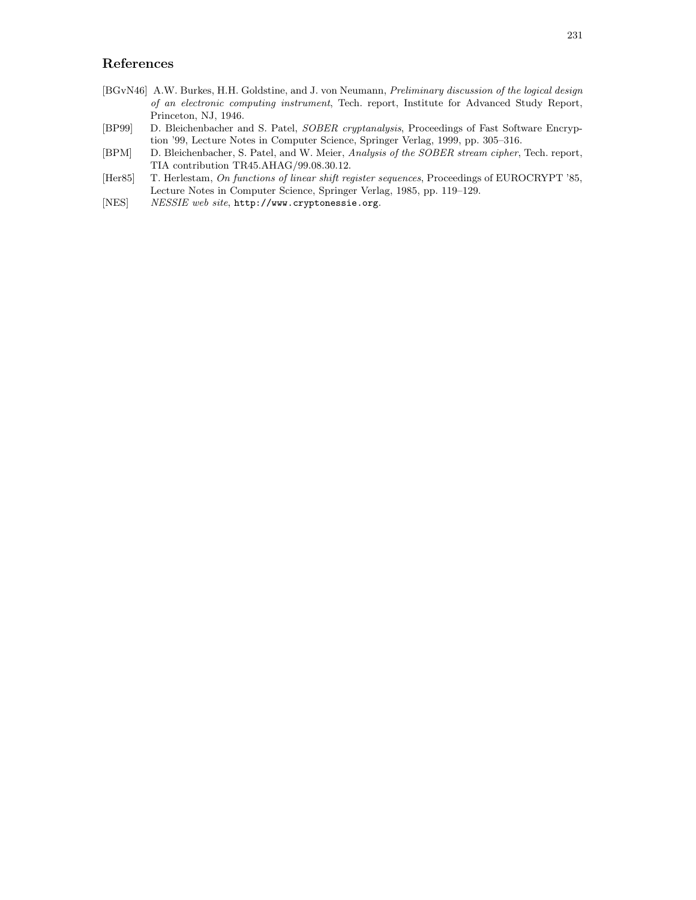## References

[BGvN46] A.W. Burkes, H.H. Goldstine, and J. von Neumann, *Preliminary discussion of the logical design of an electronic computing instrument*, Tech. report, Institute for Advanced Study Report, Princeton, NJ, 1946.

[BP99] D. Bleichenbacher and S. Patel, *SOBER cryptanalysis*, Proceedings of Fast Software Encryption '99, Lecture Notes in Computer Science, Springer Verlag, 1999, pp. 305–316.

[BPM] D. Bleichenbacher, S. Patel, and W. Meier, *Analysis of the SOBER stream cipher*, Tech. report, TIA contribution TR45.AHAG/99.08.30.12.

[Her85] T. Herlestam, *On functions of linear shift register sequences*, Proceedings of EUROCRYPT '85, Lecture Notes in Computer Science, Springer Verlag, 1985, pp. 119–129.

[NES] *NESSIE web site*, `http://www.cryptonessie.org`.